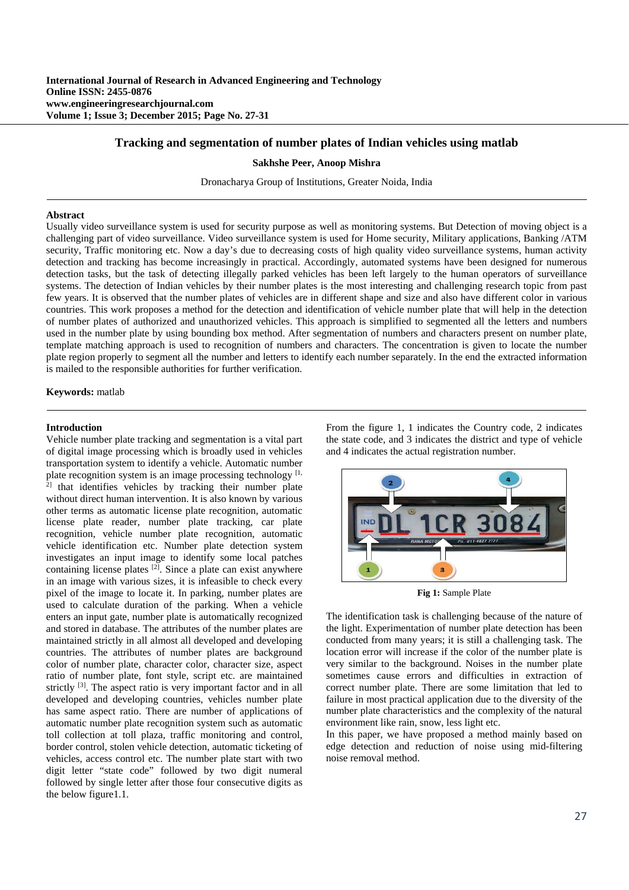# Tracking and segmentation of number plates of Indian vehicles using matlab

**Sakhshe Peer, Anoop Mishra**

Dronacharya Group of Institutions, Greater Noida, India

## Abstract

Usually video surveillance system is used for security purpose as well as monitoring systems. But Detection of moving object is a challenging part of video surveillance. Video surveillance system is used for Home security, Military applications, Banking /ATM security, Traffic monitoring etc. Now a day's due to decreasing costs of high quality video surveillance systems, human activity detection and tracking has become increasingly in practical. Accordingly, automated systems have been designed for numerous detection tasks, but the task of detecting illegally parked vehicles has been left largely to the human operators of surveillance systems. The detection of Indian vehicles by their number plates is the most interesting and challenging research topic from past few years. It is observed that the number plates of vehicles are in different shape and size and also have different color in various countries. This work proposes a method for the detection and identification of vehicle number plate that will help in the detection of number plates of authorized and unauthorized vehicles. This approach is simplified to segmented all the letters and numbers used in the number plate by using bounding box method. After segmentation of numbers and characters present on number plate, template matching approach is used to recognition of numbers and characters. The concentration is given to locate the number plate region properly to segment all the number and letters to identify each number separately. In the end the extracted information is mailed to the responsible authorities for further verification.

**Keywords:** matlab

## Introduction

Vehicle number plate tracking and segmentation is a vital part of digital image processing which is broadly used in vehicles transportation system to identify a vehicle. Automatic number plate recognition system is an image processing technology [1, 2] that identifies vehicles by tracking their number plate without direct human intervention. It is also known by various other terms as automatic license plate recognition, automatic license plate reader, number plate tracking, car plate recognition, vehicle number plate recognition, automatic vehicle identification etc. Number plate detection system investigates an input image to identify some local patches containing license plates [2]. Since a plate can exist anywhere in an image with various sizes, it is infeasible to check every pixel of the image to locate it. In parking, number plates are used to calculate duration of the parking. When a vehicle enters an input gate, number plate is automatically recognized and stored in database. The attributes of the number plates are maintained strictly in all almost all developed and developing countries. The attributes of number plates are background color of number plate, character color, character size, aspect ratio of number plate, font style, script etc. are maintained strictly [3]. The aspect ratio is very important factor and in all developed and developing countries, vehicles number plate has same aspect ratio. There are number of applications of automatic number plate recognition system such as automatic toll collection at toll plaza, traffic monitoring and control, border control, stolen vehicle detection, automatic ticketing of vehicles, access control etc. The number plate start with two digit letter "state code" followed by two digit numeral followed by single letter after those four consecutive digits as the below figure1.1.

From the figure 1, 1 indicates the Country code, 2 indicates the state code, and 3 indicates the district and type of vehicle and 4 indicates the actual registration number.

**Fig 1:** Sample Plate

The identification task is challenging because of the nature of the light. Experimentation of number plate detection has been conducted from many years; it is still a challenging task. The location error will increase if the color of the number plate is very similar to the background. Noises in the number plate sometimes cause errors and difficulties in extraction of correct number plate. There are some limitation that led to failure in most practical application due to the diversity of the number plate characteristics and the complexity of the natural environment like rain, snow, less light etc.

In this paper, we have proposed a method mainly based on edge detection and reduction of noise using mid-filtering noise removal method.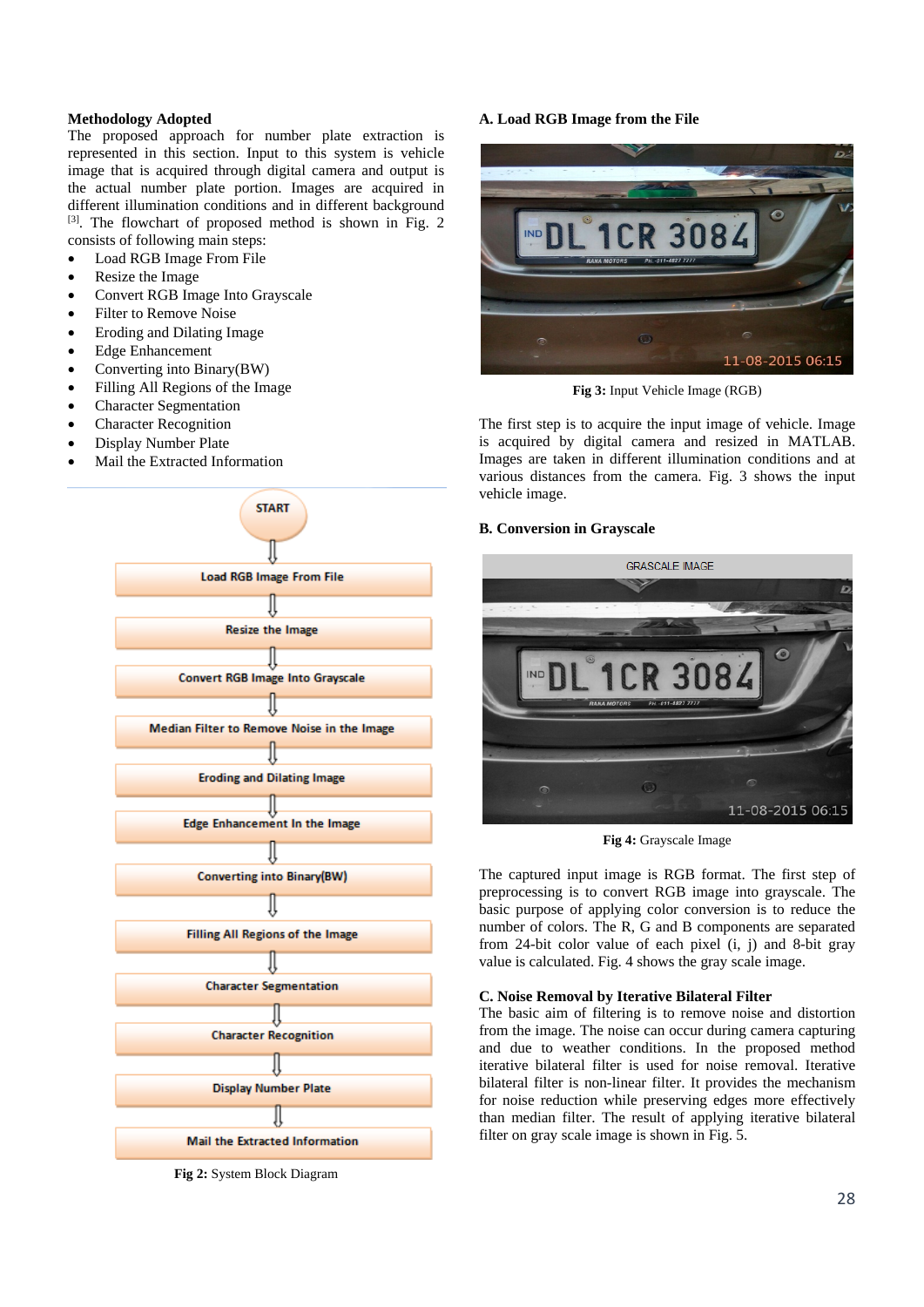**Methodology Adopted**

The proposed approach for number plate extraction is represented in this section. Input to this system is vehicle image that is acquired through digital camera and output is the actual number plate portion. Images are acquired in different illumination conditions and in different background [3]. The flowchart of proposed method is shown in Fig. 2 consists of following main steps:

- Load RGB Image From File
- Resize the Image
- Convert RGB Image Into Grayscale
- Filter to Remove Noise
- Eroding and Dilating Image
- Edge Enhancement
- Converting into Binary(BW)
- Filling All Regions of the Image
- Character Segmentation
- Character Recognition
- Display Number Plate
- Mail the Extracted Information

START → Load RGB Image From File → Resize the Image → Convert RGB Image Into Grayscale → Median Filter to Remove Noise in the Image → Eroding and Dilating Image → Edge Enhancement In the Image → Converting into Binary(BW) → Filling All Regions of the Image → Character Segmentation → Character Recognition → Display Number Plate → Mail the Extracted Information

**Fig 2:** System Block Diagram

### A. Load RGB Image from the File

**Fig 3:** Input Vehicle Image (RGB)

The first step is to acquire the input image of vehicle. Image is acquired by digital camera and resized in MATLAB. Images are taken in different illumination conditions and at various distances from the camera. Fig. 3 shows the input vehicle image.

### B. Conversion in Grayscale

**Fig 4:** Grayscale Image

The captured input image is RGB format. The first step of preprocessing is to convert RGB image into grayscale. The basic purpose of applying color conversion is to reduce the number of colors. The R, G and B components are separated from 24-bit color value of each pixel (i, j) and 8-bit gray value is calculated. Fig. 4 shows the gray scale image.

### C. Noise Removal by Iterative Bilateral Filter

The basic aim of filtering is to remove noise and distortion from the image. The noise can occur during camera capturing and due to weather conditions. In the proposed method iterative bilateral filter is used for noise removal. Iterative bilateral filter is non-linear filter. It provides the mechanism for noise reduction while preserving edges more effectively than median filter. The result of applying iterative bilateral filter on gray scale image is shown in Fig. 5.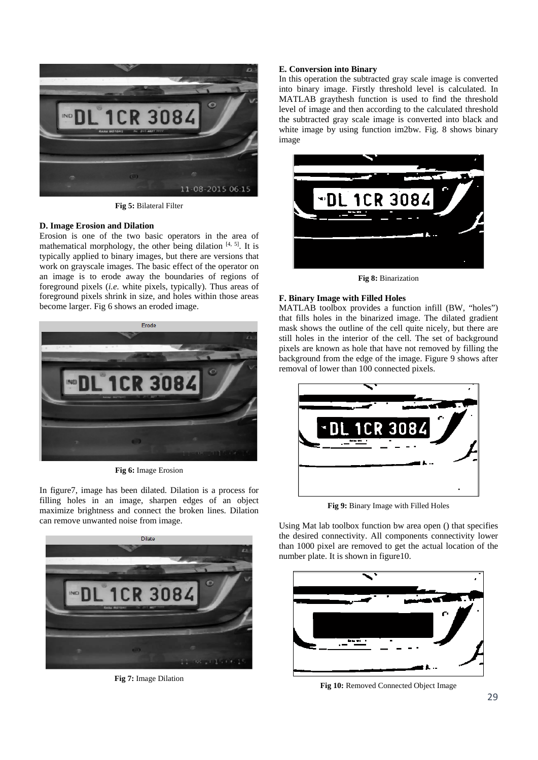**Fig 5:** Bilateral Filter

### D. Image Erosion and Dilation

Erosion is one of the two basic operators in the area of mathematical morphology, the other being dilation [4, 5]. It is typically applied to binary images, but there are versions that work on grayscale images. The basic effect of the operator on an image is to erode away the boundaries of regions of foreground pixels (*i.e.* white pixels, typically). Thus areas of foreground pixels shrink in size, and holes within those areas become larger. Fig 6 shows an eroded image.

**Fig 6:** Image Erosion

In figure7, image has been dilated. Dilation is a process for filling holes in an image, sharpen edges of an object maximize brightness and connect the broken lines. Dilation can remove unwanted noise from image.

**Fig 7:** Image Dilation

### E. Conversion into Binary

In this operation the subtracted gray scale image is converted into binary image. Firstly threshold level is calculated. In MATLAB graythesh function is used to find the threshold level of image and then according to the calculated threshold the subtracted gray scale image is converted into black and white image by using function im2bw. Fig. 8 shows binary image

**Fig 8:** Binarization

### F. Binary Image with Filled Holes

MATLAB toolbox provides a function infill (BW, "holes") that fills holes in the binarized image. The dilated gradient mask shows the outline of the cell quite nicely, but there are still holes in the interior of the cell. The set of background pixels are known as hole that have not removed by filling the background from the edge of the image. Figure 9 shows after removal of lower than 100 connected pixels.

**Fig 9:** Binary Image with Filled Holes

Using Mat lab toolbox function bw area open () that specifies the desired connectivity. All components connectivity lower than 1000 pixel are removed to get the actual location of the number plate. It is shown in figure10.

**Fig 10:** Removed Connected Object Image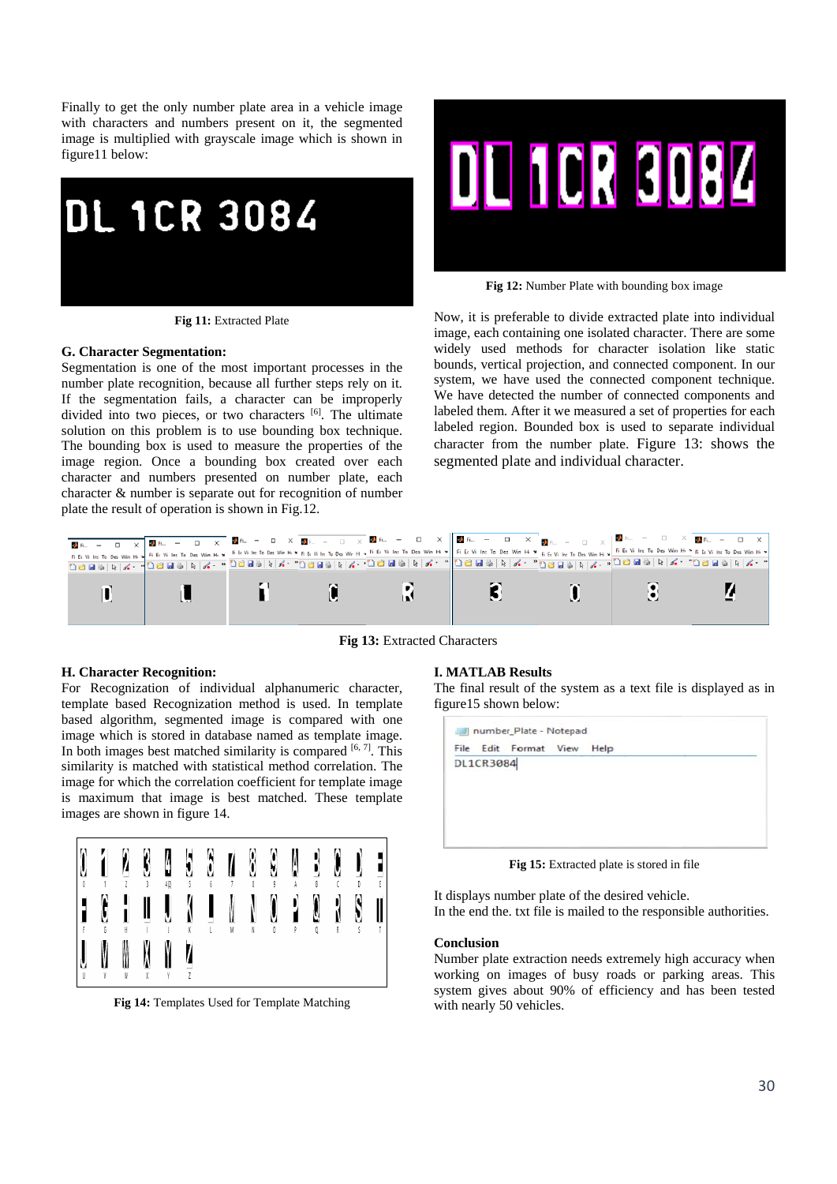Finally to get the only number plate area in a vehicle image with characters and numbers present on it, the segmented image is multiplied with grayscale image which is shown in figure11 below:

**Fig 11:** Extracted Plate

### G. Character Segmentation:

Segmentation is one of the most important processes in the number plate recognition, because all further steps rely on it. If the segmentation fails, a character can be improperly divided into two pieces, or two characters [6]. The ultimate solution on this problem is to use bounding box technique. The bounding box is used to measure the properties of the image region. Once a bounding box created over each character and numbers presented on number plate, each character & number is separate out for recognition of number plate the result of operation is shown in Fig.12.

**Fig 12:** Number Plate with bounding box image

Now, it is preferable to divide extracted plate into individual image, each containing one isolated character. There are some widely used methods for character isolation like static bounds, vertical projection, and connected component. In our system, we have used the connected component technique. We have detected the number of connected components and labeled them. After it we measured a set of properties for each labeled region. Bounded box is used to separate individual character from the number plate. Figure 13: shows the segmented plate and individual character.

**Fig 13:** Extracted Characters

### H. Character Recognition:

For Recognition of individual alphanumeric character, template based Recognization method is used. In template based algorithm, segmented image is compared with one image which is stored in database named as template image. In both images best matched similarity is compared [6, 7]. This similarity is matched with statistical method correlation. The image for which the correlation coefficient for template image is maximum that image is best matched. These template images are shown in figure 14.

**Fig 14:** Templates Used for Template Matching

### I. MATLAB Results

The final result of the system as a text file is displayed as in figure15 shown below:

**Fig 15:** Extracted plate is stored in file

It displays number plate of the desired vehicle.
In the end the. txt file is mailed to the responsible authorities.

### Conclusion

Number plate extraction needs extremely high accuracy when working on images of busy roads or parking areas. This system gives about 90% of efficiency and has been tested with nearly 50 vehicles.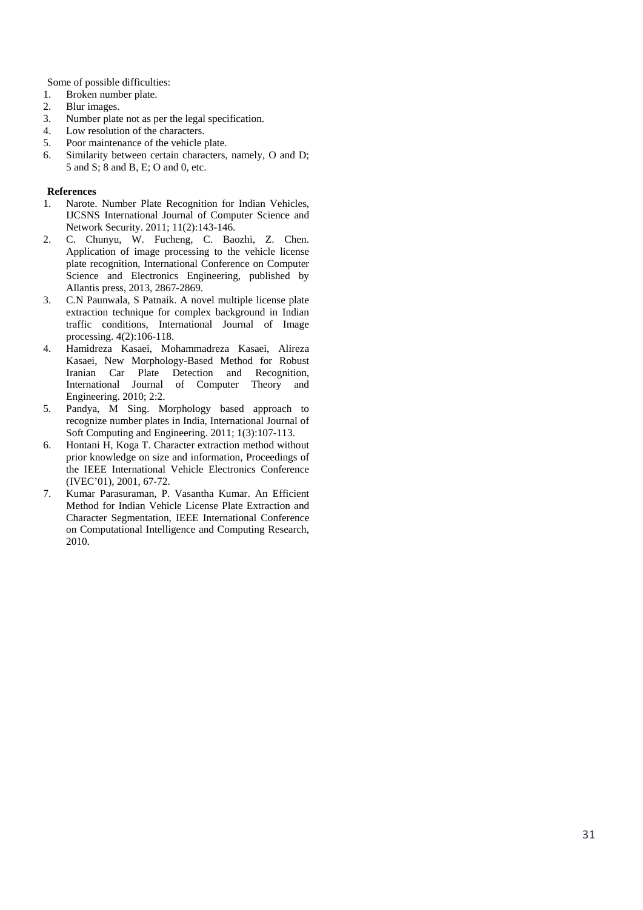Some of possible difficulties:

1. Broken number plate.
2. Blur images.
3. Number plate not as per the legal specification.
4. Low resolution of the characters.
5. Poor maintenance of the vehicle plate.
6. Similarity between certain characters, namely, O and D; 5 and S; 8 and B, E; O and 0, etc.

## References

1. Narote. Number Plate Recognition for Indian Vehicles, IJCSNS International Journal of Computer Science and Network Security. 2011; 11(2):143-146.
2. C. Chunyu, W. Fucheng, C. Baozhi, Z. Chen. Application of image processing to the vehicle license plate recognition, International Conference on Computer Science and Electronics Engineering, published by Allantis press, 2013, 2867-2869.
3. C.N Paunwala, S Patnaik. A novel multiple license plate extraction technique for complex background in Indian traffic conditions, International Journal of Image processing. 4(2):106-118.
4. Hamidreza Kasaei, Mohammadreza Kasaei, Alireza Kasaei, New Morphology-Based Method for Robust Iranian Car Plate Detection and Recognition, International Journal of Computer Theory and Engineering. 2010; 2:2.
5. Pandya, M Sing. Morphology based approach to recognize number plates in India, International Journal of Soft Computing and Engineering. 2011; 1(3):107-113.
6. Hontani H, Koga T. Character extraction method without prior knowledge on size and information, Proceedings of the IEEE International Vehicle Electronics Conference (IVEC'01), 2001, 67-72.
7. Kumar Parasuraman, P. Vasantha Kumar. An Efficient Method for Indian Vehicle License Plate Extraction and Character Segmentation, IEEE International Conference on Computational Intelligence and Computing Research, 2010.